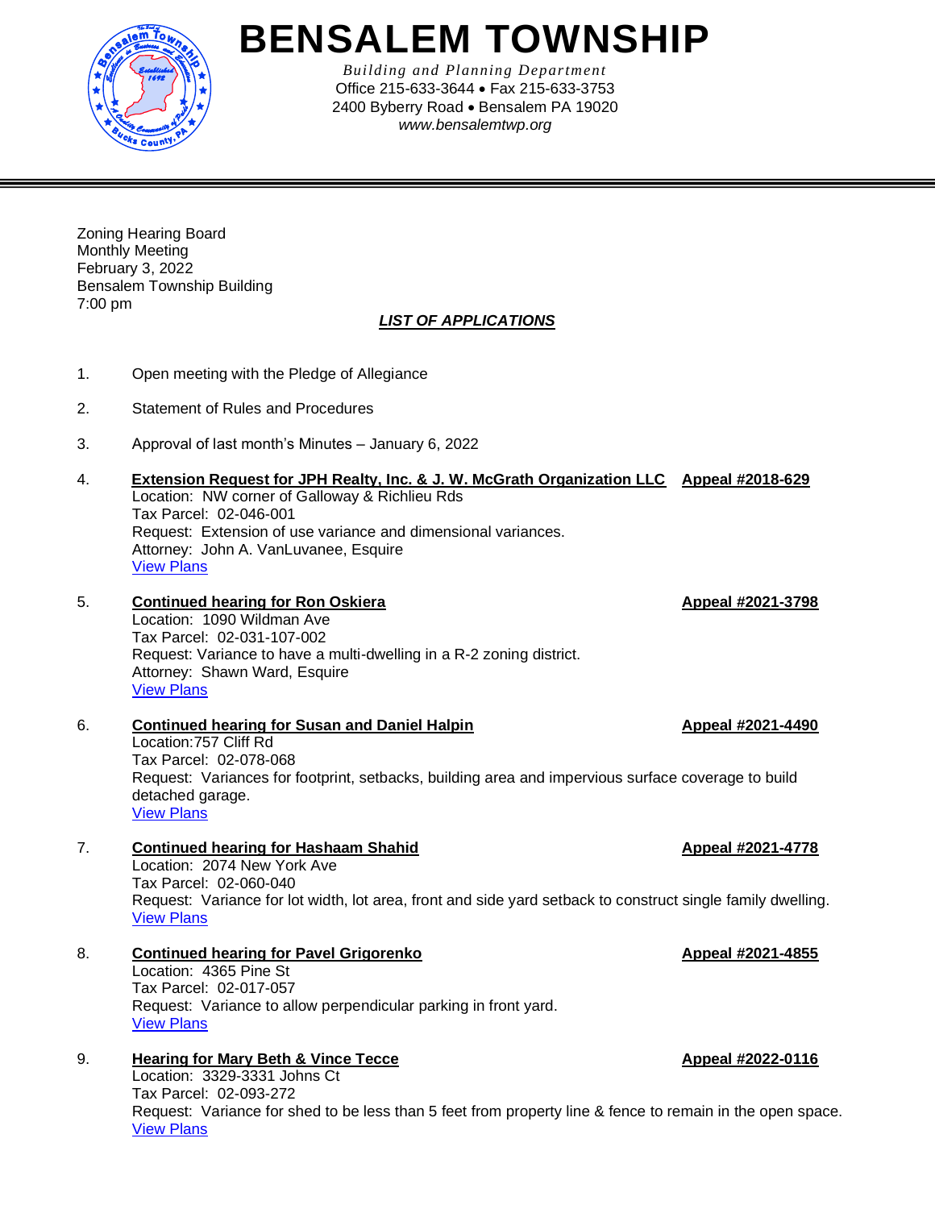# BENSALEM TOWNSHIP

*Building and Planning Department*
Office 215-633-3644 • Fax 215-633-3753
2400 Byberry Road • Bensalem PA 19020
*www.bensalemtwp.org*

---

Zoning Hearing Board
Monthly Meeting
February 3, 2022
Bensalem Township Building
7:00 pm

***LIST OF APPLICATIONS***

1. Open meeting with the Pledge of Allegiance

2. Statement of Rules and Procedures

3. Approval of last month's Minutes – January 6, 2022

4. **Extension Request for JPH Realty, Inc. & J. W. McGrath Organization LLC** **Appeal #2018-629**
   Location: NW corner of Galloway & Richlieu Rds
   Tax Parcel: 02-046-001
   Request: Extension of use variance and dimensional variances.
   Attorney: John A. VanLuvanee, Esquire
   View Plans

5. **Continued hearing for Ron Oskiera** **Appeal #2021-3798**
   Location: 1090 Wildman Ave
   Tax Parcel: 02-031-107-002
   Request: Variance to have a multi-dwelling in a R-2 zoning district.
   Attorney: Shawn Ward, Esquire
   View Plans

6. **Continued hearing for Susan and Daniel Halpin** **Appeal #2021-4490**
   Location:757 Cliff Rd
   Tax Parcel: 02-078-068
   Request: Variances for footprint, setbacks, building area and impervious surface coverage to build detached garage.
   View Plans

7. **Continued hearing for Hashaam Shahid** **Appeal #2021-4778**
   Location: 2074 New York Ave
   Tax Parcel: 02-060-040
   Request: Variance for lot width, lot area, front and side yard setback to construct single family dwelling.
   View Plans

8. **Continued hearing for Pavel Grigorenko** **Appeal #2021-4855**
   Location: 4365 Pine St
   Tax Parcel: 02-017-057
   Request: Variance to allow perpendicular parking in front yard.
   View Plans

9. **Hearing for Mary Beth & Vince Tecce** **Appeal #2022-0116**
   Location: 3329-3331 Johns Ct
   Tax Parcel: 02-093-272
   Request: Variance for shed to be less than 5 feet from property line & fence to remain in the open space.
   View Plans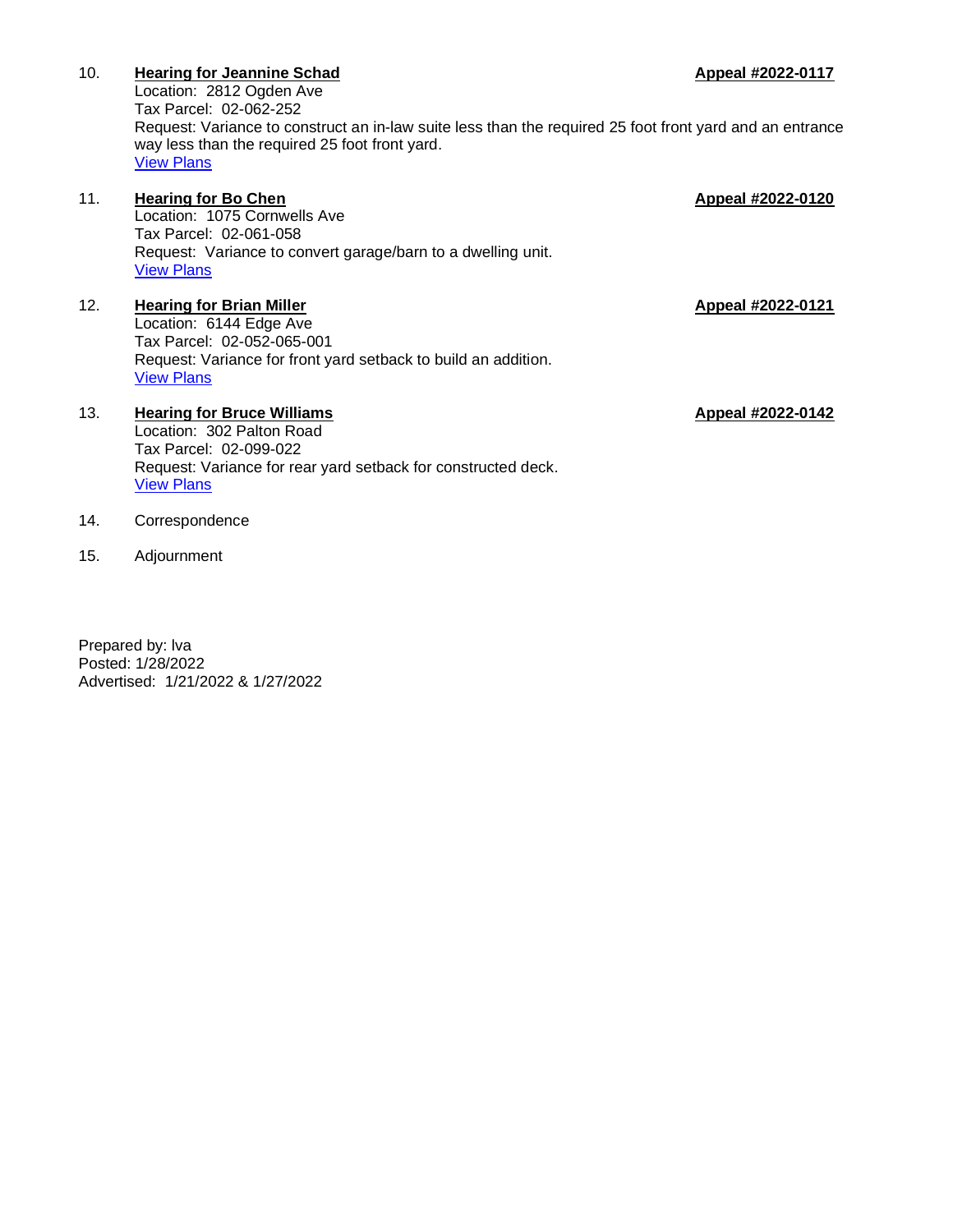10. **Hearing for Jeannine Schad** **Appeal #2022-0117**
    Location: 2812 Ogden Ave
    Tax Parcel: 02-062-252
    Request: Variance to construct an in-law suite less than the required 25 foot front yard and an entrance way less than the required 25 foot front yard.
    View Plans

11. **Hearing for Bo Chen** **Appeal #2022-0120**
    Location: 1075 Cornwells Ave
    Tax Parcel: 02-061-058
    Request: Variance to convert garage/barn to a dwelling unit.
    View Plans

12. **Hearing for Brian Miller** **Appeal #2022-0121**
    Location: 6144 Edge Ave
    Tax Parcel: 02-052-065-001
    Request: Variance for front yard setback to build an addition.
    View Plans

13. **Hearing for Bruce Williams** **Appeal #2022-0142**
    Location: 302 Palton Road
    Tax Parcel: 02-099-022
    Request: Variance for rear yard setback for constructed deck.
    View Plans

14. Correspondence

15. Adjournment

Prepared by: lva
Posted: 1/28/2022
Advertised: 1/21/2022 & 1/27/2022